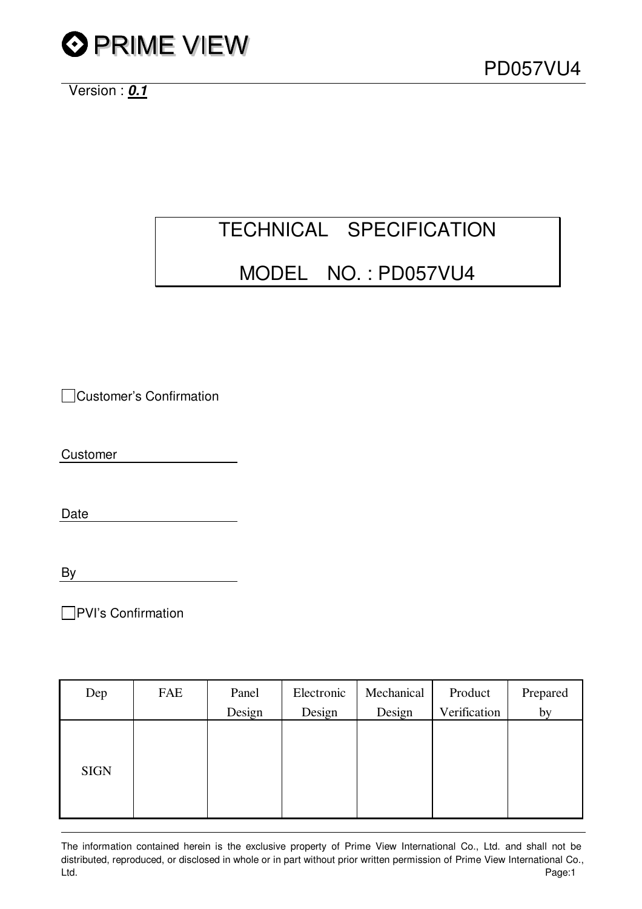PRIME VIEW

PD057VU4

Version : ***0.1***

# TECHNICAL SPECIFICATION

# MODEL NO. : PD057VU4

☐ Customer's Confirmation

Customer \_\_\_\_\_\_\_\_\_\_\_\_\_\_\_\_

Date \_\_\_\_\_\_\_\_\_\_\_\_\_\_\_\_

By \_\_\_\_\_\_\_\_\_\_\_\_\_\_\_\_

☐ PVI's Confirmation

| Dep | FAE | Panel Design | Electronic Design | Mechanical Design | Product Verification | Prepared by |
|---|---|---|---|---|---|---|
| SIGN | | | | | | |

The information contained herein is the exclusive property of Prime View International Co., Ltd. and shall not be distributed, reproduced, or disclosed in whole or in part without prior written permission of Prime View International Co., Ltd.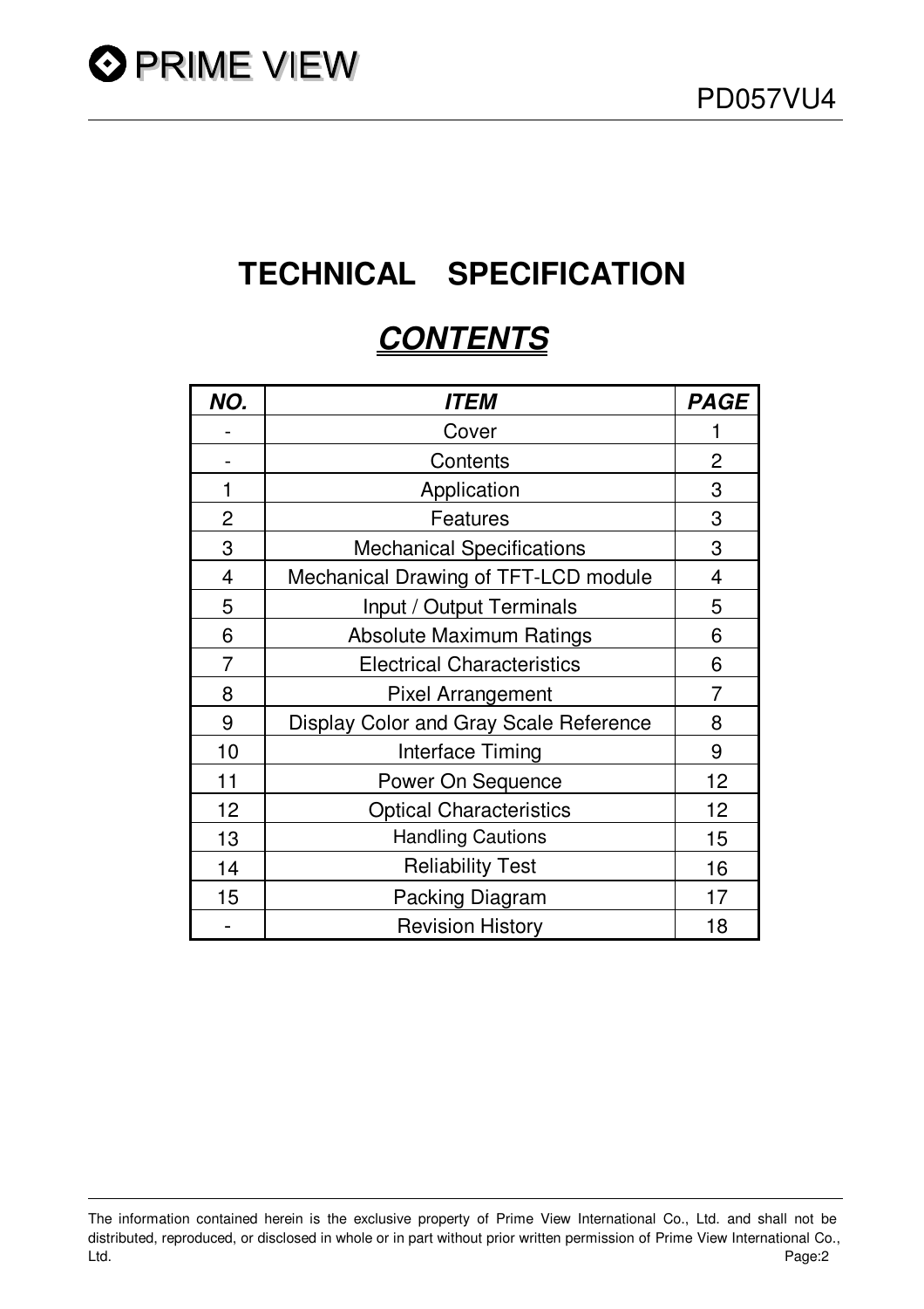# TECHNICAL SPECIFICATION

## *CONTENTS*

| ***NO.*** | ***ITEM*** | ***PAGE*** |
|---|---|---|
| - | Cover | 1 |
| - | Contents | 2 |
| 1 | Application | 3 |
| 2 | Features | 3 |
| 3 | Mechanical Specifications | 3 |
| 4 | Mechanical Drawing of TFT-LCD module | 4 |
| 5 | Input / Output Terminals | 5 |
| 6 | Absolute Maximum Ratings | 6 |
| 7 | Electrical Characteristics | 6 |
| 8 | Pixel Arrangement | 7 |
| 9 | Display Color and Gray Scale Reference | 8 |
| 10 | Interface Timing | 9 |
| 11 | Power On Sequence | 12 |
| 12 | Optical Characteristics | 12 |
| 13 | Handling Cautions | 15 |
| 14 | Reliability Test | 16 |
| 15 | Packing Diagram | 17 |
| - | Revision History | 18 |

The information contained herein is the exclusive property of Prime View International Co., Ltd. and shall not be distributed, reproduced, or disclosed in whole or in part without prior written permission of Prime View International Co., Ltd.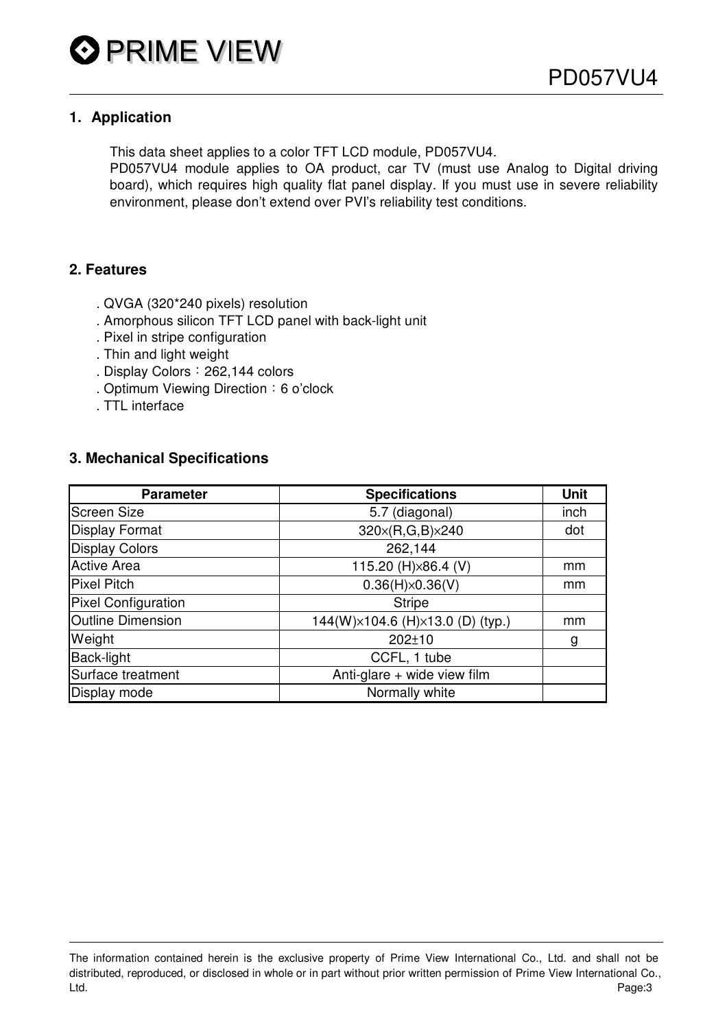## 1. Application

This data sheet applies to a color TFT LCD module, PD057VU4.
PD057VU4 module applies to OA product, car TV (must use Analog to Digital driving board), which requires high quality flat panel display. If you must use in severe reliability environment, please don't extend over PVI's reliability test conditions.

## 2. Features

. QVGA (320*240 pixels) resolution
. Amorphous silicon TFT LCD panel with back-light unit
. Pixel in stripe configuration
. Thin and light weight
. Display Colors：262,144 colors
. Optimum Viewing Direction：6 o'clock
. TTL interface

## 3. Mechanical Specifications

| Parameter | Specifications | Unit |
|---|---|---|
| Screen Size | 5.7 (diagonal) | inch |
| Display Format | 320×(R,G,B)×240 | dot |
| Display Colors | 262,144 | |
| Active Area | 115.20 (H)×86.4 (V) | mm |
| Pixel Pitch | 0.36(H)×0.36(V) | mm |
| Pixel Configuration | Stripe | |
| Outline Dimension | 144(W)×104.6 (H)×13.0 (D) (typ.) | mm |
| Weight | 202±10 | g |
| Back-light | CCFL, 1 tube | |
| Surface treatment | Anti-glare + wide view film | |
| Display mode | Normally white | |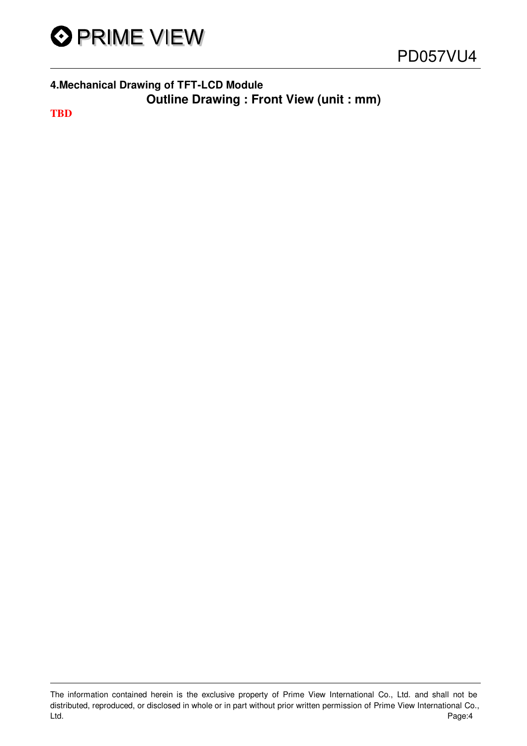## 4.Mechanical Drawing of TFT-LCD Module

### Outline Drawing : Front View (unit : mm)

**TBD**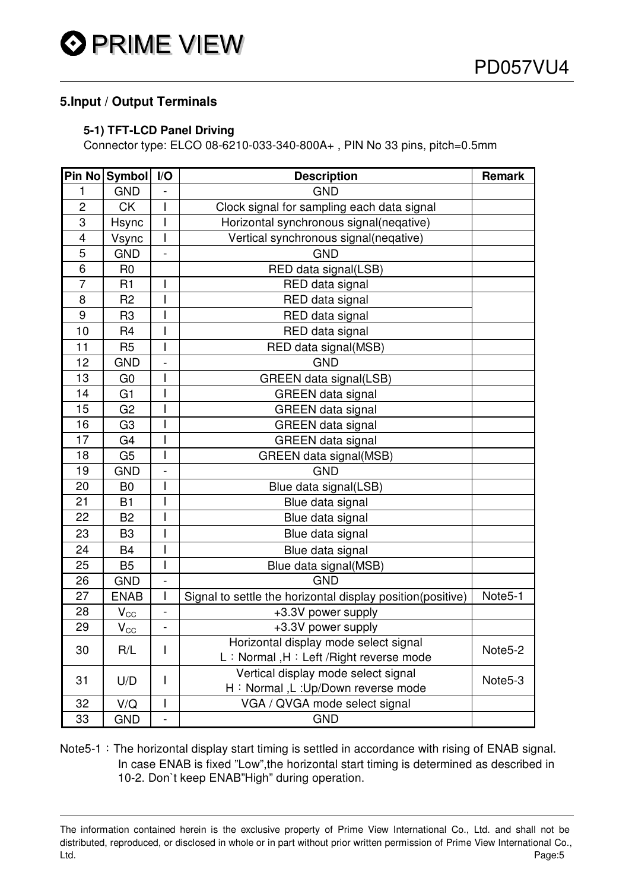## 5.Input / Output Terminals

### 5-1) TFT-LCD Panel Driving

Connector type: ELCO 08-6210-033-340-800A+ , PIN No 33 pins, pitch=0.5mm

| Pin No | Symbol | I/O | Description | Remark |
|---|---|---|---|---|
| 1 | GND | - | GND | |
| 2 | CK | I | Clock signal for sampling each data signal | |
| 3 | Hsync | I | Horizontal synchronous signal(neqative) | |
| 4 | Vsync | I | Vertical synchronous signal(neqative) | |
| 5 | GND | - | GND | |
| 6 | R0 | | RED data signal(LSB) | |
| 7 | R1 | I | RED data signal | |
| 8 | R2 | I | RED data signal | |
| 9 | R3 | I | RED data signal | |
| 10 | R4 | I | RED data signal | |
| 11 | R5 | I | RED data signal(MSB) | |
| 12 | GND | - | GND | |
| 13 | G0 | I | GREEN data signal(LSB) | |
| 14 | G1 | I | GREEN data signal | |
| 15 | G2 | I | GREEN data signal | |
| 16 | G3 | I | GREEN data signal | |
| 17 | G4 | I | GREEN data signal | |
| 18 | G5 | I | GREEN data signal(MSB) | |
| 19 | GND | - | GND | |
| 20 | B0 | I | Blue data signal(LSB) | |
| 21 | B1 | I | Blue data signal | |
| 22 | B2 | I | Blue data signal | |
| 23 | B3 | I | Blue data signal | |
| 24 | B4 | I | Blue data signal | |
| 25 | B5 | I | Blue data signal(MSB) | |
| 26 | GND | - | GND | |
| 27 | ENAB | I | Signal to settle the horizontal display position(positive) | Note5-1 |
| 28 | $V_{CC}$ | - | +3.3V power supply | |
| 29 | $V_{CC}$ | - | +3.3V power supply | |
| 30 | R/L | I | Horizontal display mode select signal<br>L：Normal ,H：Left /Right reverse mode | Note5-2 |
| 31 | U/D | I | Vertical display mode select signal<br>H：Normal ,L :Up/Down reverse mode | Note5-3 |
| 32 | V/Q | I | VGA / QVGA mode select signal | |
| 33 | GND | - | GND | |

Note5-1：The horizontal display start timing is settled in accordance with rising of ENAB signal. In case ENAB is fixed "Low",the horizontal start timing is determined as described in 10-2. Don`t keep ENAB"High" during operation.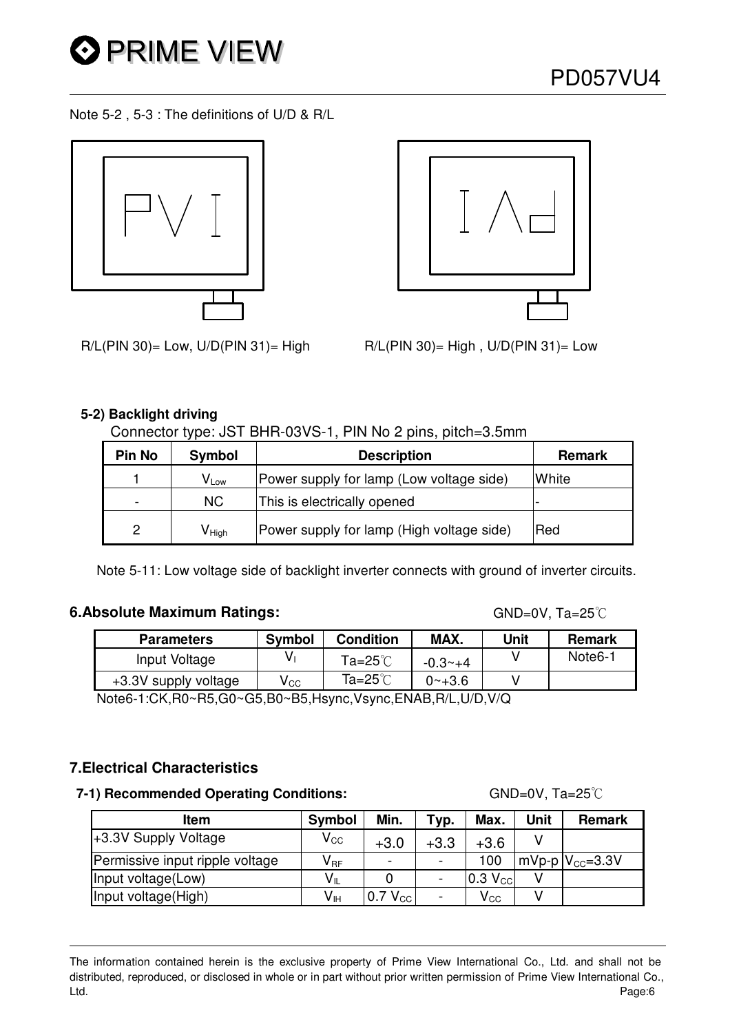Note 5-2 , 5-3 : The definitions of U/D & R/L

R/L(PIN 30)= Low, U/D(PIN 31)= High

R/L(PIN 30)= High , U/D(PIN 31)= Low

**5-2) Backlight driving**

Connector type: JST BHR-03VS-1, PIN No 2 pins, pitch=3.5mm

| Pin No | Symbol | Description | Remark |
|---|---|---|---|
| 1 | $V_{Low}$ | Power supply for lamp (Low voltage side) | White |
| - | NC | This is electrically opened | - |
| 2 | $V_{High}$ | Power supply for lamp (High voltage side) | Red |

Note 5-11: Low voltage side of backlight inverter connects with ground of inverter circuits.

## 6.Absolute Maximum Ratings:

GND=0V, Ta=25℃

| Parameters | Symbol | Condition | MAX. | Unit | Remark |
|---|---|---|---|---|---|
| Input Voltage | $V_I$ | Ta=25℃ | -0.3~+4 | V | Note6-1 |
| +3.3V supply voltage | $V_{CC}$ | Ta=25℃ | 0~+3.6 | V | |

Note6-1:CK,R0~R5,G0~G5,B0~B5,Hsync,Vsync,ENAB,R/L,U/D,V/Q

## 7.Electrical Characteristics

**7-1) Recommended Operating Conditions:**

GND=0V, Ta=25℃

| Item | Symbol | Min. | Typ. | Max. | Unit | Remark |
|---|---|---|---|---|---|---|
| +3.3V Supply Voltage | $V_{CC}$ | +3.0 | +3.3 | +3.6 | V | |
| Permissive input ripple voltage | $V_{RF}$ | - | - | 100 | mVp-p | $V_{CC}$=3.3V |
| Input voltage(Low) | $V_{IL}$ | 0 | - | 0.3 $V_{CC}$ | V | |
| Input voltage(High) | $V_{IH}$ | 0.7 $V_{CC}$ | - | $V_{CC}$ | V | |

The information contained herein is the exclusive property of Prime View International Co., Ltd. and shall not be distributed, reproduced, or disclosed in whole or in part without prior written permission of Prime View International Co., Ltd.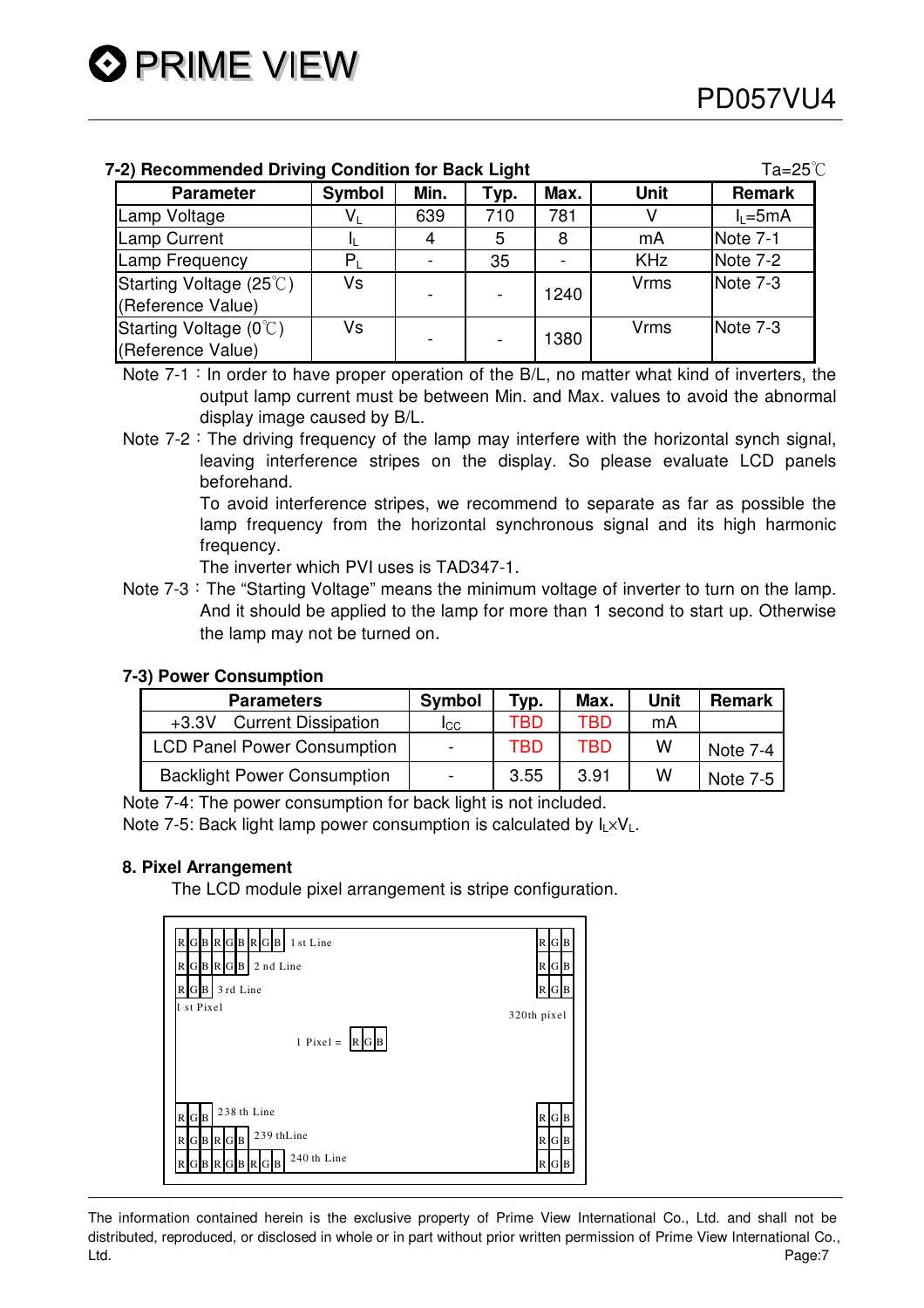### 7-2) Recommended Driving Condition for Back Light

Ta=25℃

| Parameter | Symbol | Min. | Typ. | Max. | Unit | Remark |
|---|---|---|---|---|---|---|
| Lamp Voltage | $V_L$ | 639 | 710 | 781 | V | $I_L$=5mA |
| Lamp Current | $I_L$ | 4 | 5 | 8 | mA | Note 7-1 |
| Lamp Frequency | $P_L$ | - | 35 | - | KHz | Note 7-2 |
| Starting Voltage (25℃) (Reference Value) | Vs | - | - | 1240 | Vrms | Note 7-3 |
| Starting Voltage (0℃) (Reference Value) | Vs | - | - | 1380 | Vrms | Note 7-3 |

Note 7-1 : In order to have proper operation of the B/L, no matter what kind of inverters, the output lamp current must be between Min. and Max. values to avoid the abnormal display image caused by B/L.

Note 7-2 : The driving frequency of the lamp may interfere with the horizontal synch signal, leaving interference stripes on the display. So please evaluate LCD panels beforehand.
To avoid interference stripes, we recommend to separate as far as possible the lamp frequency from the horizontal synchronous signal and its high harmonic frequency.
The inverter which PVI uses is TAD347-1.

Note 7-3 : The "Starting Voltage" means the minimum voltage of inverter to turn on the lamp. And it should be applied to the lamp for more than 1 second to start up. Otherwise the lamp may not be turned on.

### 7-3) Power Consumption

| Parameters | Symbol | Typ. | Max. | Unit | Remark |
|---|---|---|---|---|---|
| +3.3V Current Dissipation | $I_{CC}$ | TBD | TBD | mA | |
| LCD Panel Power Consumption | - | TBD | TBD | W | Note 7-4 |
| Backlight Power Consumption | - | 3.55 | 3.91 | W | Note 7-5 |

Note 7-4: The power consumption for back light is not included.
Note 7-5: Back light lamp power consumption is calculated by $I_L \times V_L$.

## 8. Pixel Arrangement

The LCD module pixel arrangement is stripe configuration.

```
R G B R G B R G B  1 st Line                              R G B
R G B R G B        2 nd Line                              R G B
R G B              3 rd Line                              R G B
1 st Pixel                                          320th pixel

                   1 Pixel = R G B

R G B              238 th Line                            R G B
R G B R G B        239 thLine                             R G B
R G B R G B R G B  240 th Line                            R G B
```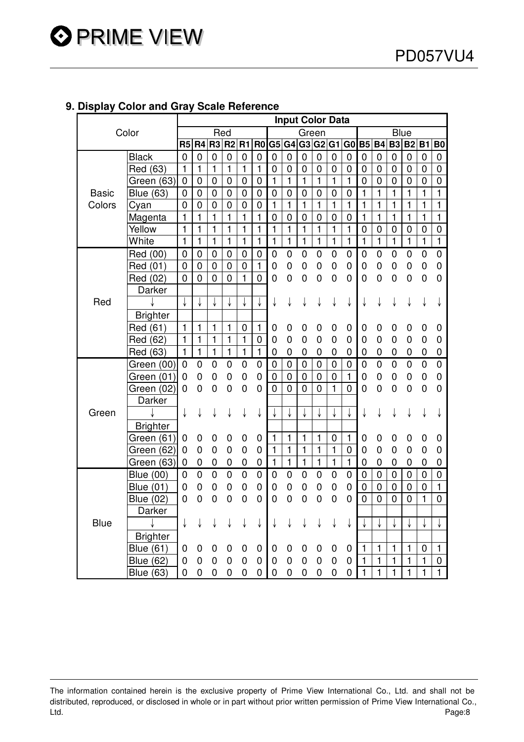## 9. Display Color and Gray Scale Reference

| Color | | Input Color Data | | | | | | | | | | | | | | | | | |
|---|---|---|---|---|---|---|---|---|---|---|---|---|---|---|---|---|---|---|---|
| | | Red | | | | | | Green | | | | | | Blue | | | | | |
| | | R5 | R4 | R3 | R2 | R1 | R0 | G5 | G4 | G3 | G2 | G1 | G0 | B5 | B4 | B3 | B2 | B1 | B0 |
| Basic Colors | Black | 0 | 0 | 0 | 0 | 0 | 0 | 0 | 0 | 0 | 0 | 0 | 0 | 0 | 0 | 0 | 0 | 0 | 0 |
| | Red (63) | 1 | 1 | 1 | 1 | 1 | 1 | 0 | 0 | 0 | 0 | 0 | 0 | 0 | 0 | 0 | 0 | 0 | 0 |
| | Green (63) | 0 | 0 | 0 | 0 | 0 | 0 | 1 | 1 | 1 | 1 | 1 | 1 | 0 | 0 | 0 | 0 | 0 | 0 |
| | Blue (63) | 0 | 0 | 0 | 0 | 0 | 0 | 0 | 0 | 0 | 0 | 0 | 0 | 1 | 1 | 1 | 1 | 1 | 1 |
| | Cyan | 0 | 0 | 0 | 0 | 0 | 0 | 1 | 1 | 1 | 1 | 1 | 1 | 1 | 1 | 1 | 1 | 1 | 1 |
| | Magenta | 1 | 1 | 1 | 1 | 1 | 1 | 0 | 0 | 0 | 0 | 0 | 0 | 1 | 1 | 1 | 1 | 1 | 1 |
| | Yellow | 1 | 1 | 1 | 1 | 1 | 1 | 1 | 1 | 1 | 1 | 1 | 1 | 0 | 0 | 0 | 0 | 0 | 0 |
| | White | 1 | 1 | 1 | 1 | 1 | 1 | 1 | 1 | 1 | 1 | 1 | 1 | 1 | 1 | 1 | 1 | 1 | 1 |
| Red | Red (00) | 0 | 0 | 0 | 0 | 0 | 0 | 0 | 0 | 0 | 0 | 0 | 0 | 0 | 0 | 0 | 0 | 0 | 0 |
| | Red (01) | 0 | 0 | 0 | 0 | 0 | 1 | 0 | 0 | 0 | 0 | 0 | 0 | 0 | 0 | 0 | 0 | 0 | 0 |
| | Red (02) | 0 | 0 | 0 | 0 | 1 | 0 | 0 | 0 | 0 | 0 | 0 | 0 | 0 | 0 | 0 | 0 | 0 | 0 |
| | Darker | | | | | | | | | | | | | | | | | | |
| | ↓ | ↓ | ↓ | ↓ | ↓ | ↓ | ↓ | ↓ | ↓ | ↓ | ↓ | ↓ | ↓ | ↓ | ↓ | ↓ | ↓ | ↓ | ↓ |
| | Brighter | | | | | | | | | | | | | | | | | | |
| | Red (61) | 1 | 1 | 1 | 1 | 0 | 1 | 0 | 0 | 0 | 0 | 0 | 0 | 0 | 0 | 0 | 0 | 0 | 0 |
| | Red (62) | 1 | 1 | 1 | 1 | 1 | 0 | 0 | 0 | 0 | 0 | 0 | 0 | 0 | 0 | 0 | 0 | 0 | 0 |
| | Red (63) | 1 | 1 | 1 | 1 | 1 | 1 | 0 | 0 | 0 | 0 | 0 | 0 | 0 | 0 | 0 | 0 | 0 | 0 |
| Green | Green (00) | 0 | 0 | 0 | 0 | 0 | 0 | 0 | 0 | 0 | 0 | 0 | 0 | 0 | 0 | 0 | 0 | 0 | 0 |
| | Green (01) | 0 | 0 | 0 | 0 | 0 | 0 | 0 | 0 | 0 | 0 | 0 | 1 | 0 | 0 | 0 | 0 | 0 | 0 |
| | Green (02) | 0 | 0 | 0 | 0 | 0 | 0 | 0 | 0 | 0 | 0 | 1 | 0 | 0 | 0 | 0 | 0 | 0 | 0 |
| | Darker | | | | | | | | | | | | | | | | | | |
| | ↓ | ↓ | ↓ | ↓ | ↓ | ↓ | ↓ | ↓ | ↓ | ↓ | ↓ | ↓ | ↓ | ↓ | ↓ | ↓ | ↓ | ↓ | ↓ |
| | Brighter | | | | | | | | | | | | | | | | | | |
| | Green (61) | 0 | 0 | 0 | 0 | 0 | 0 | 1 | 1 | 1 | 1 | 0 | 1 | 0 | 0 | 0 | 0 | 0 | 0 |
| | Green (62) | 0 | 0 | 0 | 0 | 0 | 0 | 1 | 1 | 1 | 1 | 1 | 0 | 0 | 0 | 0 | 0 | 0 | 0 |
| | Green (63) | 0 | 0 | 0 | 0 | 0 | 0 | 1 | 1 | 1 | 1 | 1 | 1 | 0 | 0 | 0 | 0 | 0 | 0 |
| Blue | Blue (00) | 0 | 0 | 0 | 0 | 0 | 0 | 0 | 0 | 0 | 0 | 0 | 0 | 0 | 0 | 0 | 0 | 0 | 0 |
| | Blue (01) | 0 | 0 | 0 | 0 | 0 | 0 | 0 | 0 | 0 | 0 | 0 | 0 | 0 | 0 | 0 | 0 | 0 | 1 |
| | Blue (02) | 0 | 0 | 0 | 0 | 0 | 0 | 0 | 0 | 0 | 0 | 0 | 0 | 0 | 0 | 0 | 0 | 1 | 0 |
| | Darker | | | | | | | | | | | | | | | | | | |
| | ↓ | ↓ | ↓ | ↓ | ↓ | ↓ | ↓ | ↓ | ↓ | ↓ | ↓ | ↓ | ↓ | ↓ | ↓ | ↓ | ↓ | ↓ | ↓ |
| | Brighter | | | | | | | | | | | | | | | | | | |
| | Blue (61) | 0 | 0 | 0 | 0 | 0 | 0 | 0 | 0 | 0 | 0 | 0 | 0 | 1 | 1 | 1 | 1 | 0 | 1 |
| | Blue (62) | 0 | 0 | 0 | 0 | 0 | 0 | 0 | 0 | 0 | 0 | 0 | 0 | 1 | 1 | 1 | 1 | 1 | 0 |
| | Blue (63) | 0 | 0 | 0 | 0 | 0 | 0 | 0 | 0 | 0 | 0 | 0 | 0 | 1 | 1 | 1 | 1 | 1 | 1 |

The information contained herein is the exclusive property of Prime View International Co., Ltd. and shall not be distributed, reproduced, or disclosed in whole or in part without prior written permission of Prime View International Co., Ltd.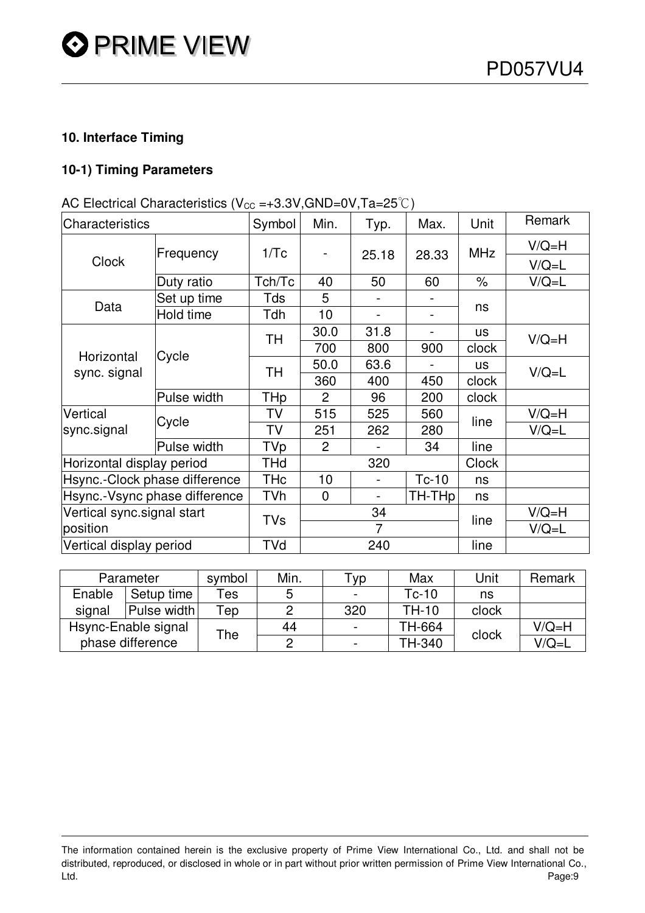## 10. Interface Timing

### 10-1) Timing Parameters

AC Electrical Characteristics ($V_{CC}$ =+3.3V,GND=0V,Ta=25℃)

| Characteristics | | Symbol | Min. | Typ. | Max. | Unit | Remark |
|---|---|---|---|---|---|---|---|
| Clock | Frequency | 1/Tc | - | 25.18 | 28.33 | MHz | V/Q=H |
| | | | | | | | V/Q=L |
| | Duty ratio | Tch/Tc | 40 | 50 | 60 | % | V/Q=L |
| Data | Set up time | Tds | 5 | - | - | ns | |
| | Hold time | Tdh | 10 | - | - | | |
| Horizontal sync. signal | Cycle | TH | 30.0 | 31.8 | - | us | V/Q=H |
| | | | 700 | 800 | 900 | clock | |
| | | TH | 50.0 | 63.6 | - | us | V/Q=L |
| | | | 360 | 400 | 450 | clock | |
| | Pulse width | THp | 2 | 96 | 200 | clock | |
| Vertical sync.signal | Cycle | TV | 515 | 525 | 560 | line | V/Q=H |
| | | TV | 251 | 262 | 280 | | V/Q=L |
| | Pulse width | TVp | 2 | - | 34 | line | |
| Horizontal display period | | THd | 320 | | | Clock | |
| Hsync.-Clock phase difference | | THc | 10 | - | Tc-10 | ns | |
| Hsync.-Vsync phase difference | | TVh | 0 | - | TH-THp | ns | |
| Vertical sync.signal start position | | TVs | 34 | | | line | V/Q=H |
| | | | 7 | | | | V/Q=L |
| Vertical display period | | TVd | 240 | | | line | |

| Parameter | | symbol | Min. | Typ | Max | Unit | Remark |
|---|---|---|---|---|---|---|---|
| Enable signal | Setup time | Tes | 5 | - | Tc-10 | ns | |
| | Pulse width | Tep | 2 | 320 | TH-10 | clock | |
| Hsync-Enable signal phase difference | | The | 44 | - | TH-664 | clock | V/Q=H |
| | | | 2 | - | TH-340 | | V/Q=L |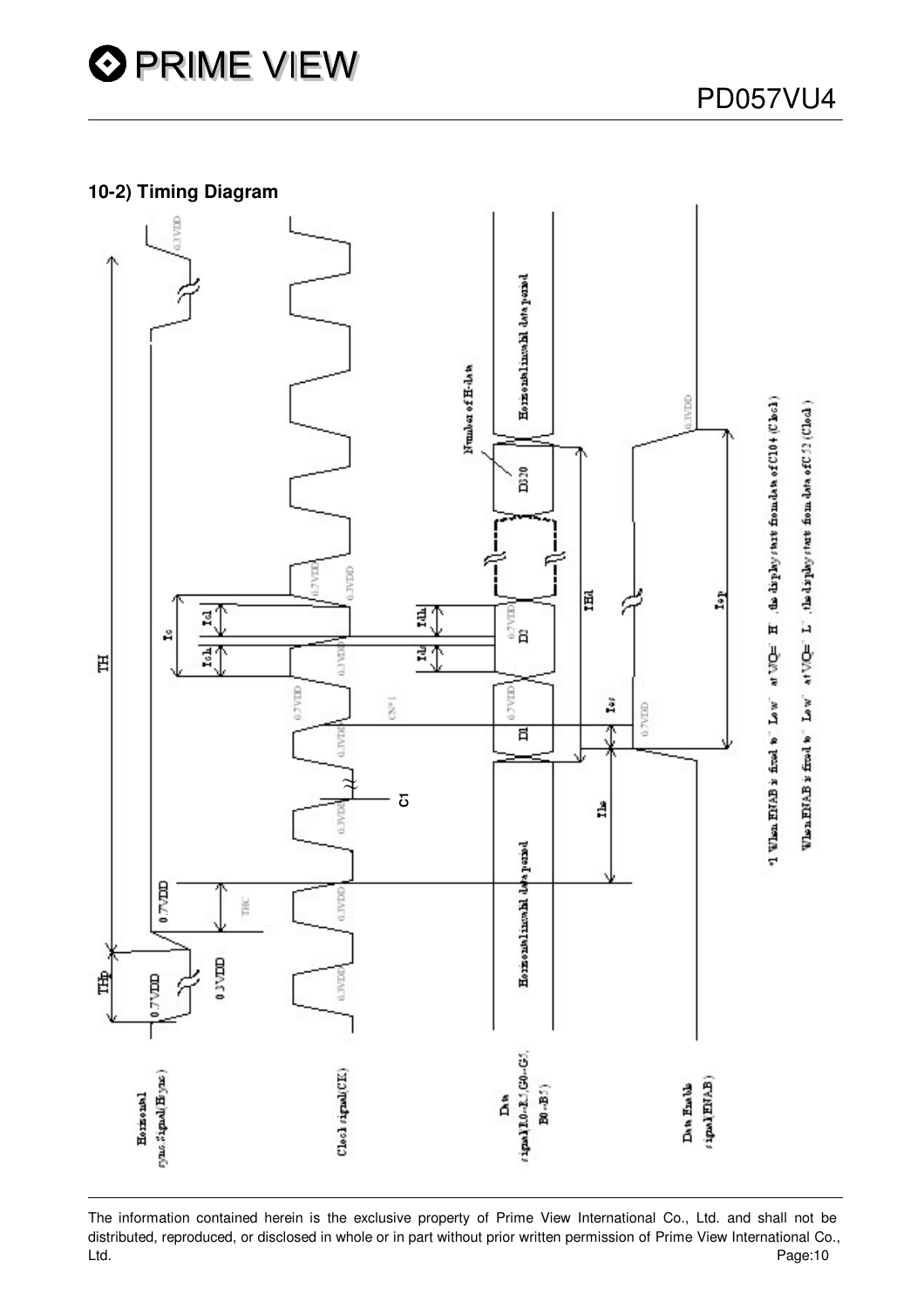## 10-2) Timing Diagram

Horizontal sync signal (Hsync)

Clock signal (CK)

Data signal (R0~R5, G0~G5, B0~B5)

Data Enable signal (ENAB)

TH

THp

0.7VDD

0.3VDD

THC

Tc

Tch

Tcl

Tds

Tdh

THd

Tes

The

Tep

C1

D1

D2

D320

Number of H-data

Horizontal invalid data period

*1 When ENAB is fixed to "Low" at V/Q="H", the display start from data of C104 (Clock)

When ENAB is fixed to "Low" at V/Q="L", the display start from data of C52 (Clock)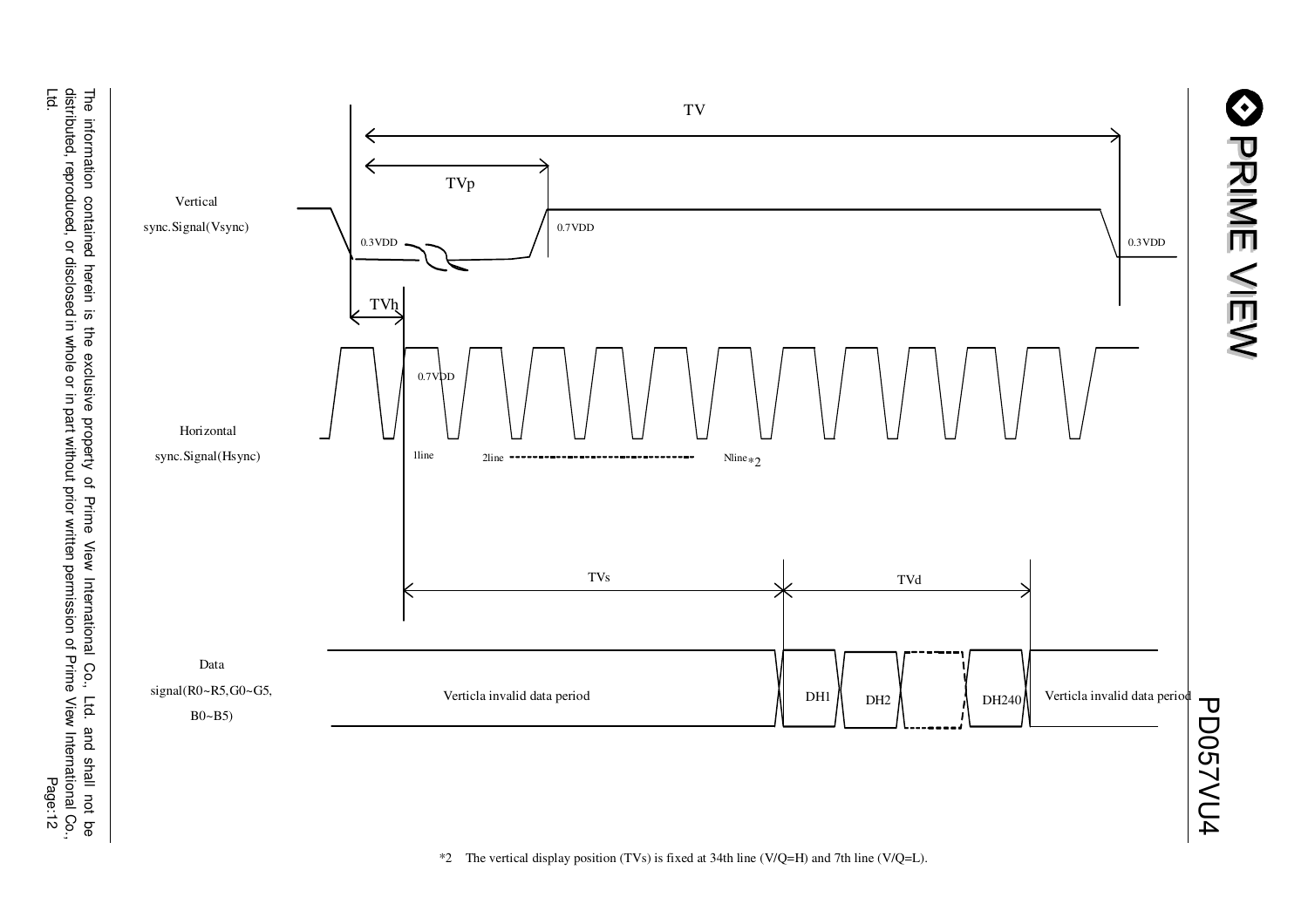TV

TVp

Vertical sync.Signal(Vsync)

0.3VDD 0.7VDD 0.3VDD

TVh

0.7VDD

Horizontal sync.Signal(Hsync)

1line 2line ---------------------------------------- Nline*2

TVs TVd

Data signal(R0~R5,G0~G5, B0~B5)

Verticla invalid data period DH1 DH2 DH240 Verticla invalid data period

*2 The vertical display position (TVs) is fixed at 34th line (V/Q=H) and 7th line (V/Q=L).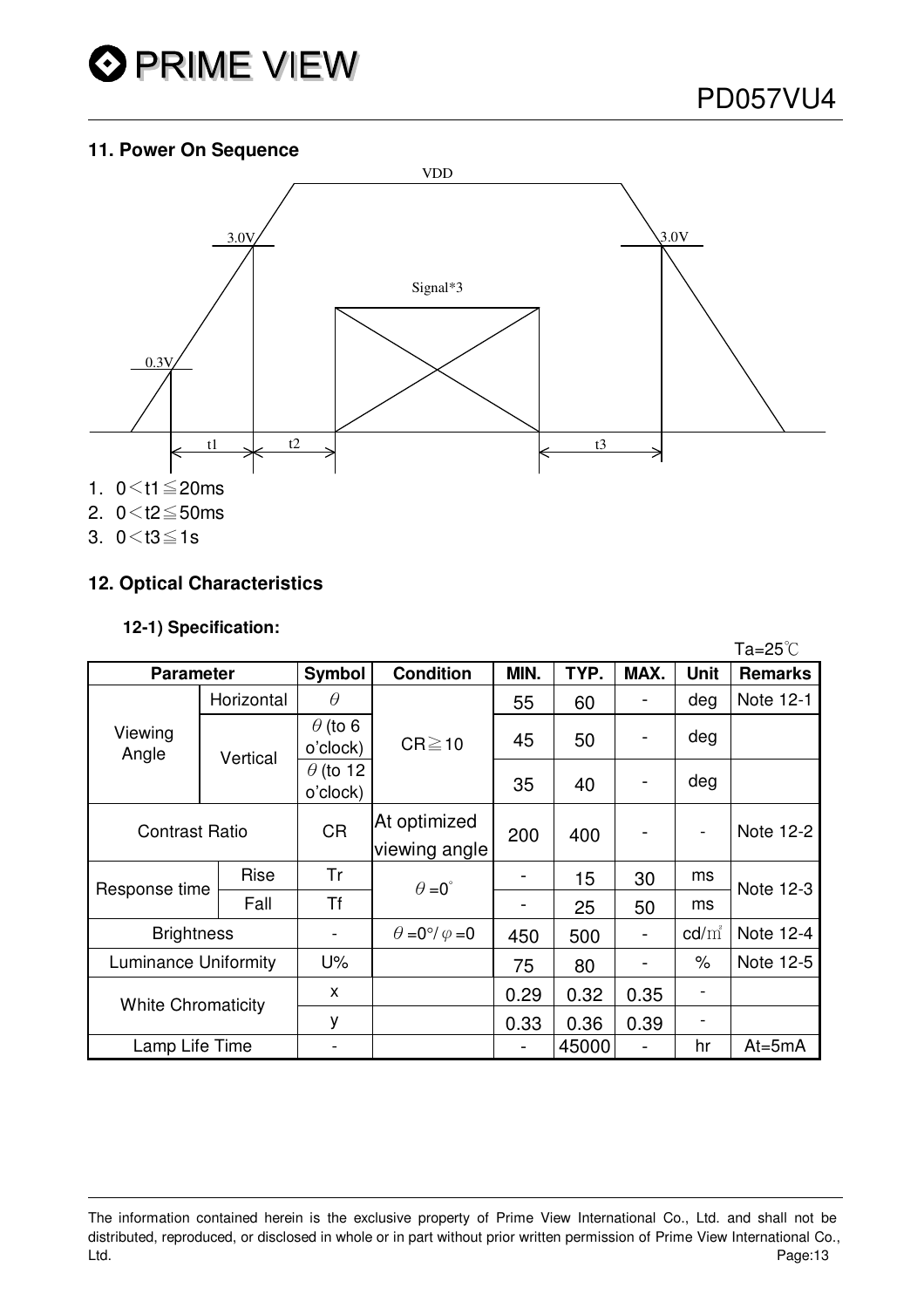## 11. Power On Sequence

VDD

3.0V 3.0V

Signal*3

0.3V

t1 t2 t3

1. 0＜t1≦20ms
2. 0＜t2≦50ms
3. 0＜t3≦1s

## 12. Optical Characteristics

### 12-1) Specification:

Ta=25℃

| Parameter | | Symbol | Condition | MIN. | TYP. | MAX. | Unit | Remarks |
|---|---|---|---|---|---|---|---|---|
| Viewing Angle | Horizontal | $\theta$ | CR≧10 | 55 | 60 | - | deg | Note 12-1 |
| | Vertical | $\theta$ (to 6 o'clock) | | 45 | 50 | - | deg | |
| | | $\theta$ (to 12 o'clock) | | 35 | 40 | - | deg | |
| Contrast Ratio | | CR | At optimized viewing angle | 200 | 400 | - | - | Note 12-2 |
| Response time | Rise | Tr | $\theta=0^{\circ}$ | - | 15 | 30 | ms | Note 12-3 |
| | Fall | Tf | | - | 25 | 50 | ms | |
| Brightness | | - | $\theta=0°/\varphi=0$ | 450 | 500 | - | cd/㎡ | Note 12-4 |
| Luminance Uniformity | | U% | | 75 | 80 | - | % | Note 12-5 |
| White Chromaticity | | x | | 0.29 | 0.32 | 0.35 | - | |
| | | y | | 0.33 | 0.36 | 0.39 | - | |
| Lamp Life Time | | - | | - | 45000 | - | hr | At=5mA |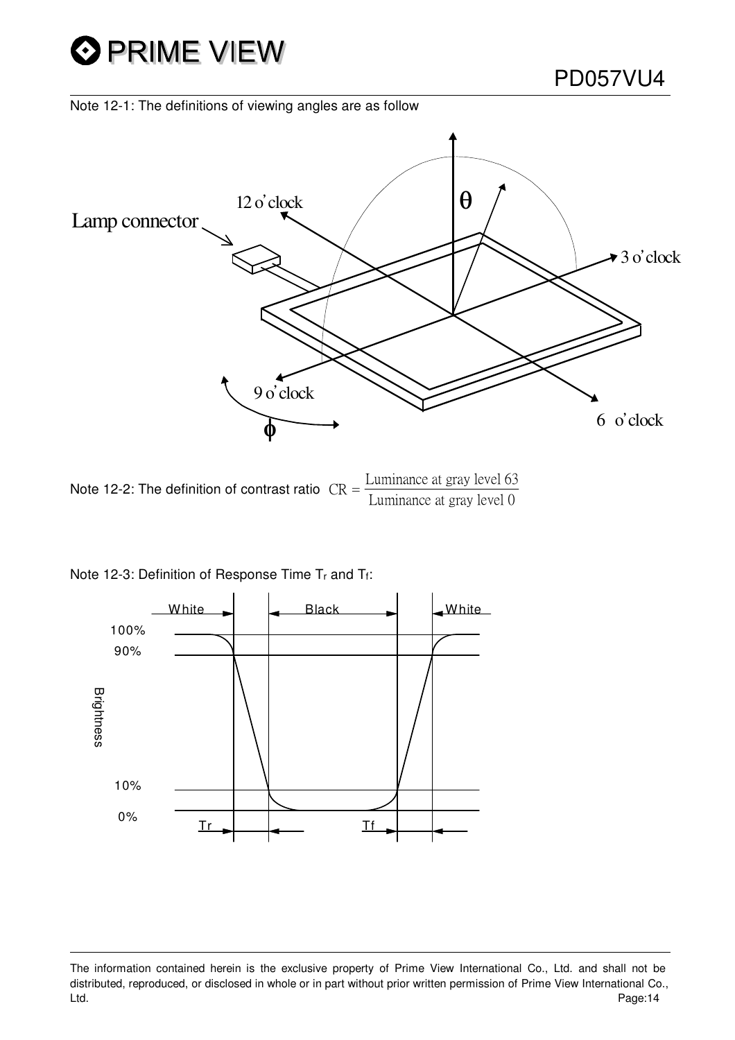Note 12-1: The definitions of viewing angles are as follow

Note 12-2: The definition of contrast ratio $\mathrm{CR} = \dfrac{\text{Luminance at gray level 63}}{\text{Luminance at gray level 0}}$

Note 12-3: Definition of Response Time $T_r$ and $T_f$: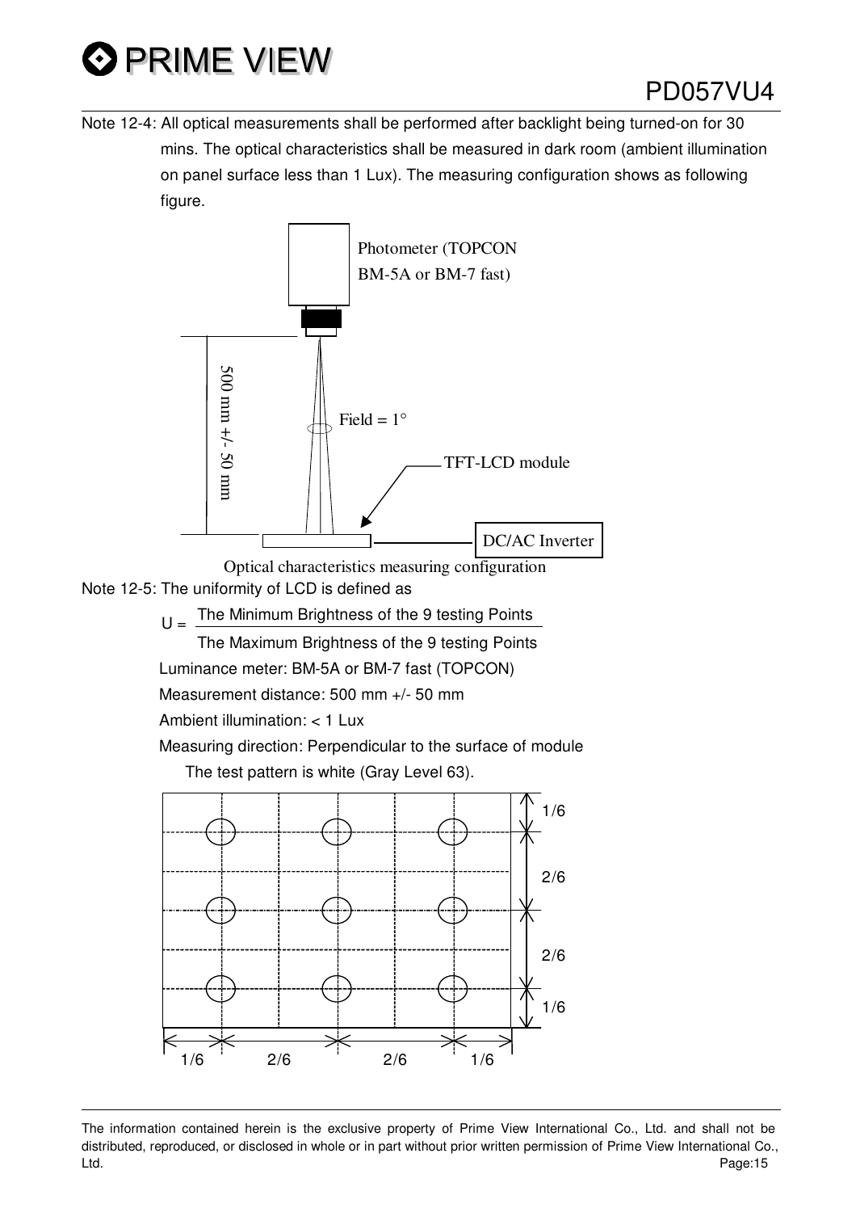Note 12-4: All optical measurements shall be performed after backlight being turned-on for 30 mins. The optical characteristics shall be measured in dark room (ambient illumination on panel surface less than 1 Lux). The measuring configuration shows as following figure.

Photometer (TOPCON BM-5A or BM-7 fast)

500 mm +/- 50 mm

Field = 1°

TFT-LCD module

DC/AC Inverter

Optical characteristics measuring configuration

Note 12-5: The uniformity of LCD is defined as

$$U = \frac{\text{The Minimum Brightness of the 9 testing Points}}{\text{The Maximum Brightness of the 9 testing Points}}$$

Luminance meter: BM-5A or BM-7 fast (TOPCON)

Measurement distance: 500 mm +/- 50 mm

Ambient illumination: < 1 Lux

Measuring direction: Perpendicular to the surface of module

The test pattern is white (Gray Level 63).

1/6 2/6 2/6 1/6

1/6 2/6 2/6 1/6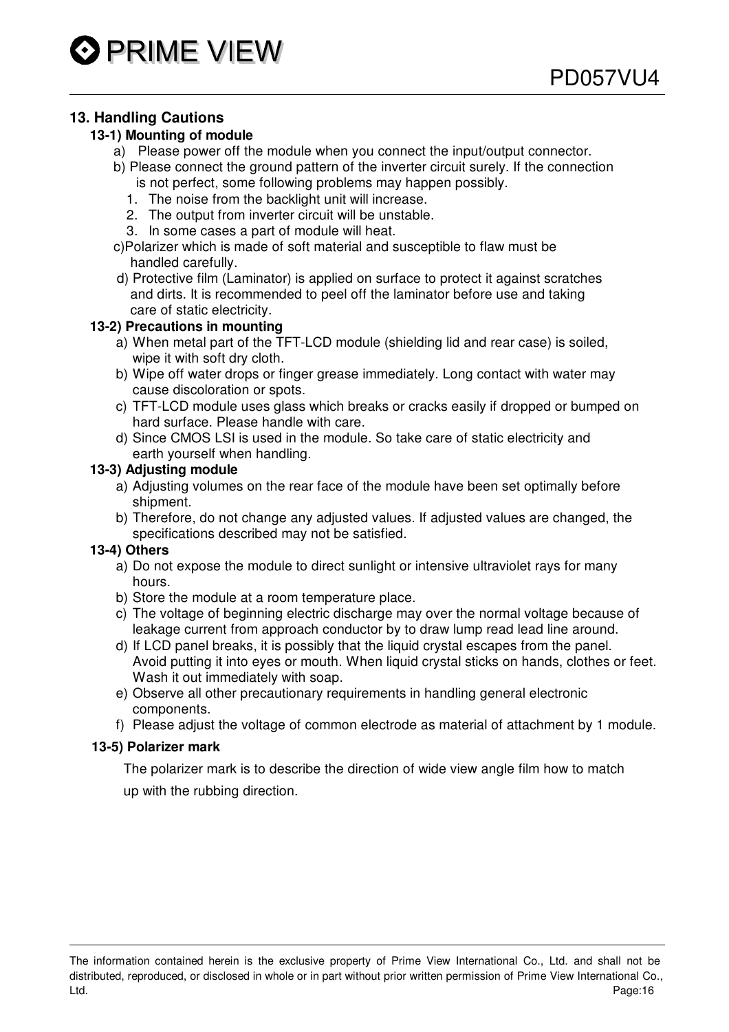## 13. Handling Cautions

### 13-1) Mounting of module

a) Please power off the module when you connect the input/output connector.

b) Please connect the ground pattern of the inverter circuit surely. If the connection is not perfect, some following problems may happen possibly.

1. The noise from the backlight unit will increase.
2. The output from inverter circuit will be unstable.
3. In some cases a part of module will heat.

c)Polarizer which is made of soft material and susceptible to flaw must be handled carefully.

d) Protective film (Laminator) is applied on surface to protect it against scratches and dirts. It is recommended to peel off the laminator before use and taking care of static electricity.

### 13-2) Precautions in mounting

a) When metal part of the TFT-LCD module (shielding lid and rear case) is soiled, wipe it with soft dry cloth.

b) Wipe off water drops or finger grease immediately. Long contact with water may cause discoloration or spots.

c) TFT-LCD module uses glass which breaks or cracks easily if dropped or bumped on hard surface. Please handle with care.

d) Since CMOS LSI is used in the module. So take care of static electricity and earth yourself when handling.

### 13-3) Adjusting module

a) Adjusting volumes on the rear face of the module have been set optimally before shipment.

b) Therefore, do not change any adjusted values. If adjusted values are changed, the specifications described may not be satisfied.

### 13-4) Others

a) Do not expose the module to direct sunlight or intensive ultraviolet rays for many hours.

b) Store the module at a room temperature place.

c) The voltage of beginning electric discharge may over the normal voltage because of leakage current from approach conductor by to draw lump read lead line around.

d) If LCD panel breaks, it is possibly that the liquid crystal escapes from the panel. Avoid putting it into eyes or mouth. When liquid crystal sticks on hands, clothes or feet. Wash it out immediately with soap.

e) Observe all other precautionary requirements in handling general electronic components.

f) Please adjust the voltage of common electrode as material of attachment by 1 module.

### 13-5) Polarizer mark

The polarizer mark is to describe the direction of wide view angle film how to match up with the rubbing direction.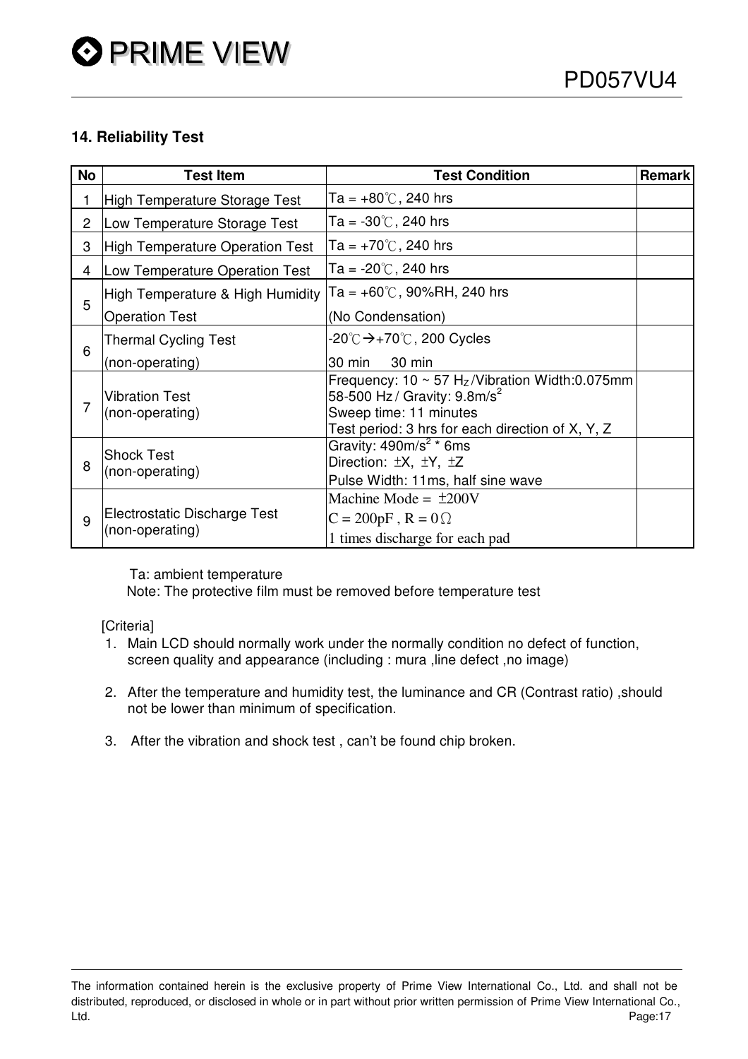## 14. Reliability Test

| No | Test Item | Test Condition | Remark |
|---|---|---|---|
| 1 | High Temperature Storage Test | Ta = +80℃, 240 hrs | |
| 2 | Low Temperature Storage Test | Ta = -30℃, 240 hrs | |
| 3 | High Temperature Operation Test | Ta = +70℃, 240 hrs | |
| 4 | Low Temperature Operation Test | Ta = -20℃, 240 hrs | |
| 5 | High Temperature & High Humidity Operation Test | Ta = +60℃, 90%RH, 240 hrs (No Condensation) | |
| 6 | Thermal Cycling Test (non-operating) | -20℃→+70℃, 200 Cycles 30 min 30 min | |
| 7 | Vibration Test (non-operating) | Frequency: 10 ~ 57 $H_Z$/Vibration Width:0.075mm 58-500 Hz / Gravity: 9.8m/$s^2$ Sweep time: 11 minutes Test period: 3 hrs for each direction of X, Y, Z | |
| 8 | Shock Test (non-operating) | Gravity: 490m/$s^2$ * 6ms Direction: ±X, ±Y, ±Z Pulse Width: 11ms, half sine wave | |
| 9 | Electrostatic Discharge Test (non-operating) | Machine Mode = ±200V C = 200pF , R = 0Ω 1 times discharge for each pad | |

Ta: ambient temperature
Note: The protective film must be removed before temperature test

[Criteria]

1. Main LCD should normally work under the normally condition no defect of function, screen quality and appearance (including : mura ,line defect ,no image)

2. After the temperature and humidity test, the luminance and CR (Contrast ratio) ,should not be lower than minimum of specification.

3. After the vibration and shock test , can't be found chip broken.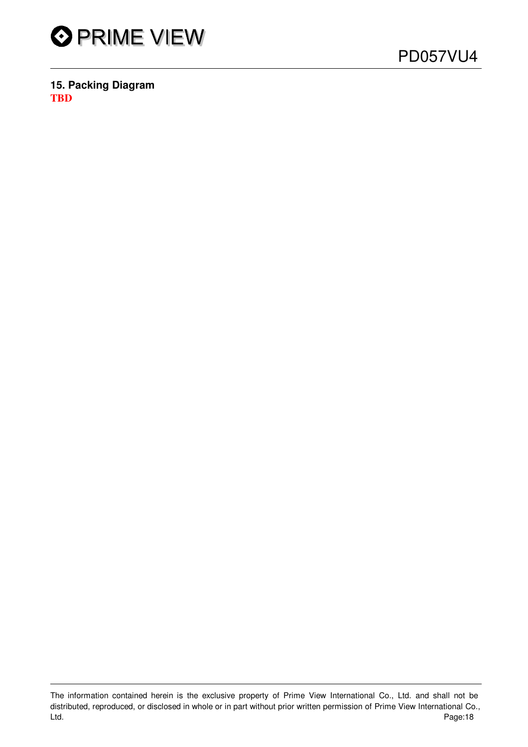## 15. Packing Diagram

**TBD**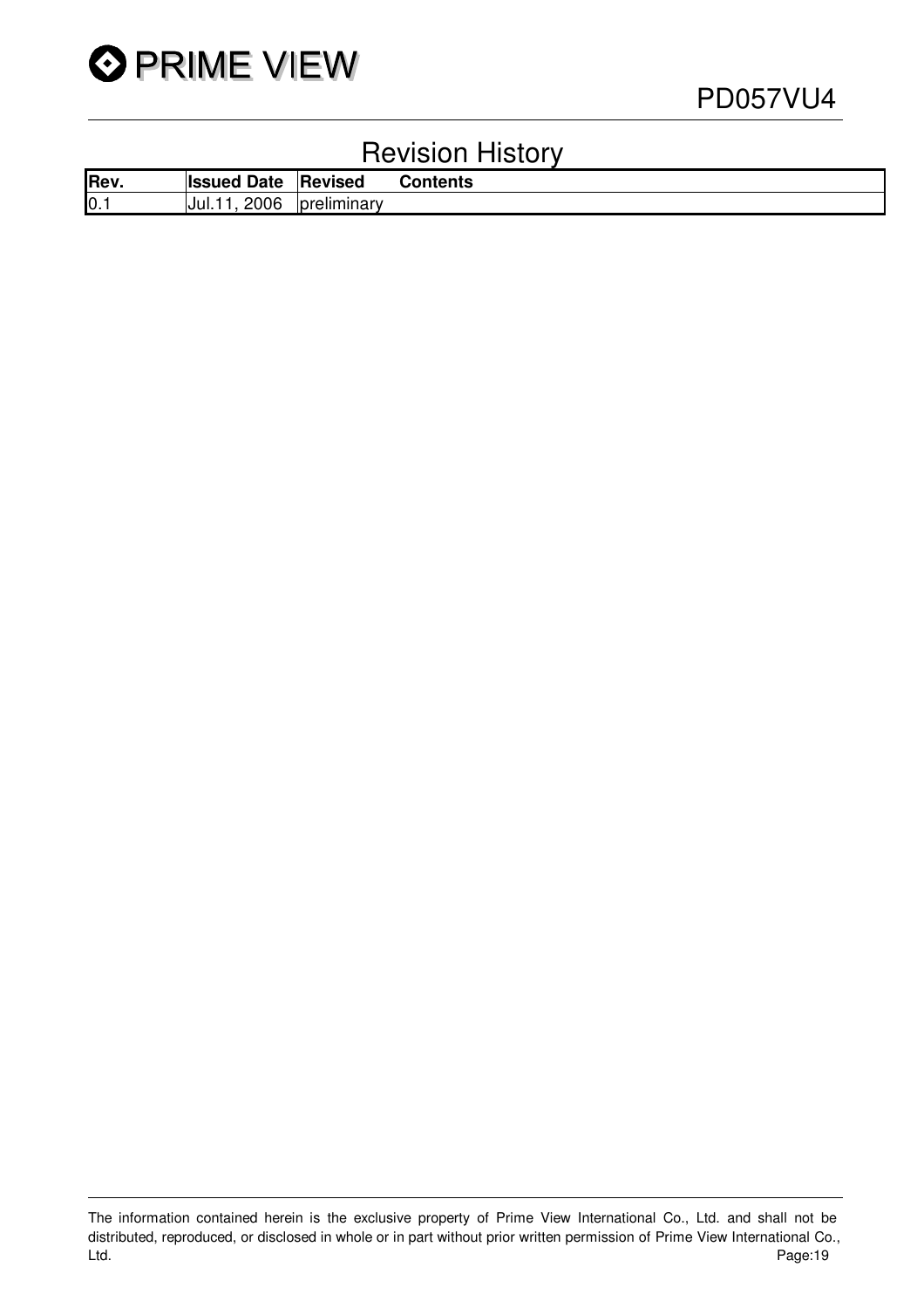# Revision History

| Rev. | Issued Date | Revised Contents |
|---|---|---|
| 0.1 | Jul.11, 2006 | preliminary |